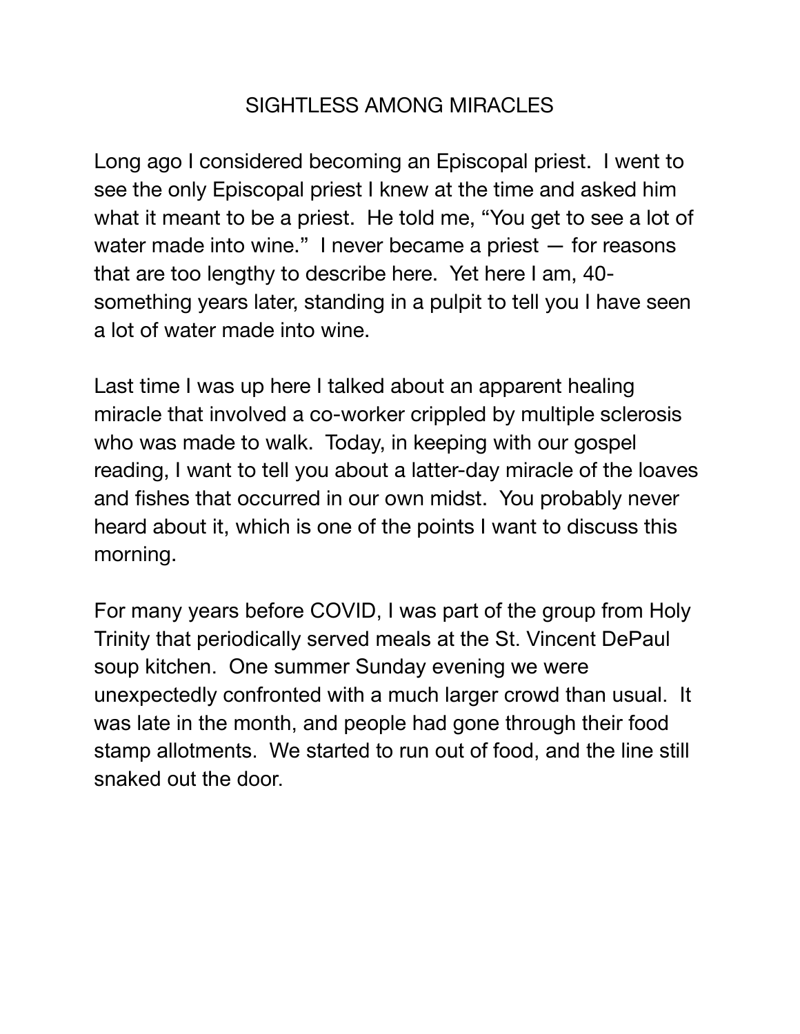# SIGHTLESS AMONG MIRACLES

Long ago I considered becoming an Episcopal priest. I went to see the only Episcopal priest I knew at the time and asked him what it meant to be a priest. He told me, “You get to see a lot of water made into wine.” I never became a priest — for reasons that are too lengthy to describe here. Yet here I am, 40-something years later, standing in a pulpit to tell you I have seen a lot of water made into wine.

Last time I was up here I talked about an apparent healing miracle that involved a co-worker crippled by multiple sclerosis who was made to walk. Today, in keeping with our gospel reading, I want to tell you about a latter-day miracle of the loaves and fishes that occurred in our own midst. You probably never heard about it, which is one of the points I want to discuss this morning.

For many years before COVID, I was part of the group from Holy Trinity that periodically served meals at the St. Vincent DePaul soup kitchen. One summer Sunday evening we were unexpectedly confronted with a much larger crowd than usual. It was late in the month, and people had gone through their food stamp allotments. We started to run out of food, and the line still snaked out the door.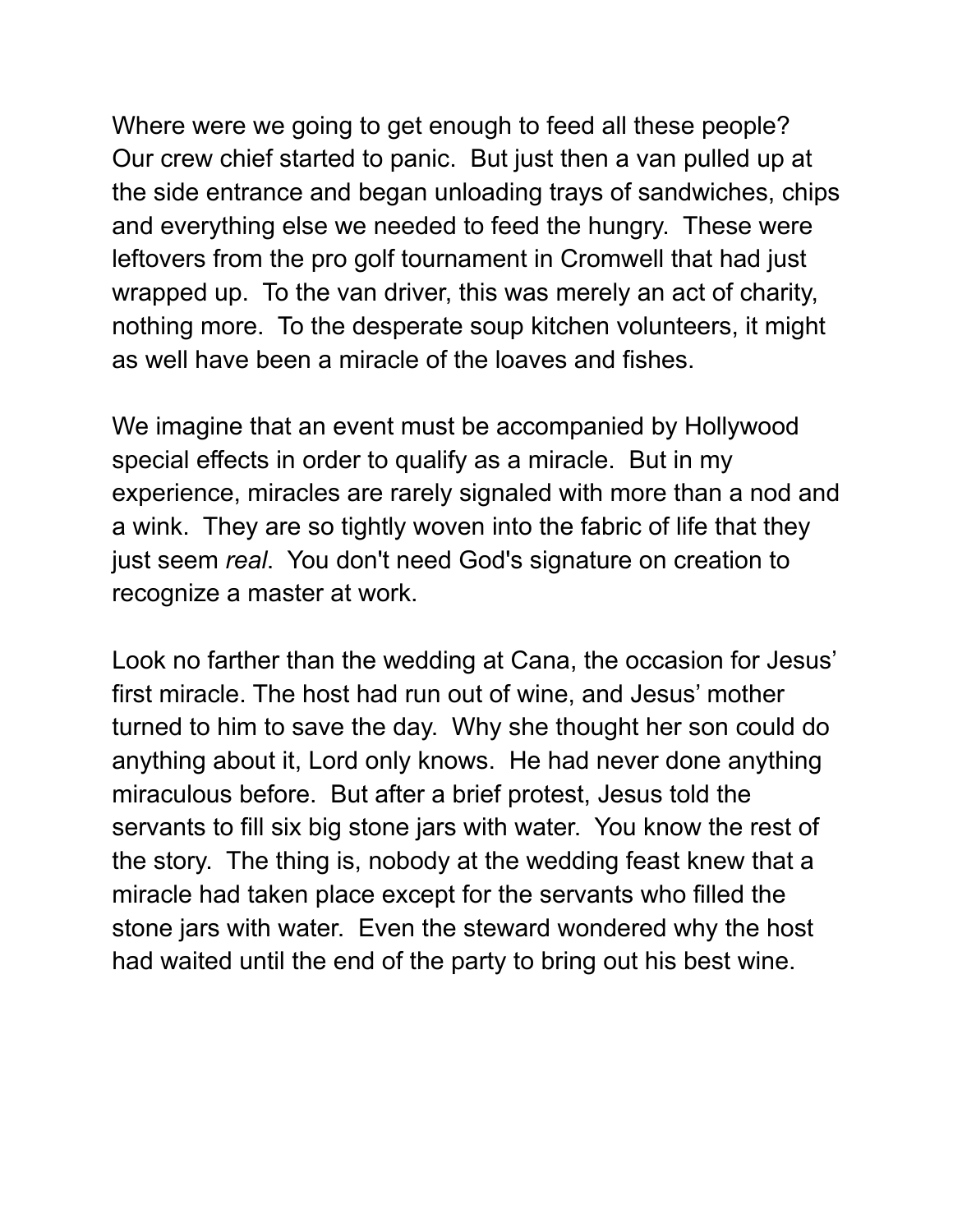Where were we going to get enough to feed all these people? Our crew chief started to panic. But just then a van pulled up at the side entrance and began unloading trays of sandwiches, chips and everything else we needed to feed the hungry. These were leftovers from the pro golf tournament in Cromwell that had just wrapped up. To the van driver, this was merely an act of charity, nothing more. To the desperate soup kitchen volunteers, it might as well have been a miracle of the loaves and fishes.

We imagine that an event must be accompanied by Hollywood special effects in order to qualify as a miracle. But in my experience, miracles are rarely signaled with more than a nod and a wink. They are so tightly woven into the fabric of life that they just seem *real*. You don't need God's signature on creation to recognize a master at work.

Look no farther than the wedding at Cana, the occasion for Jesus' first miracle. The host had run out of wine, and Jesus' mother turned to him to save the day. Why she thought her son could do anything about it, Lord only knows. He had never done anything miraculous before. But after a brief protest, Jesus told the servants to fill six big stone jars with water. You know the rest of the story. The thing is, nobody at the wedding feast knew that a miracle had taken place except for the servants who filled the stone jars with water. Even the steward wondered why the host had waited until the end of the party to bring out his best wine.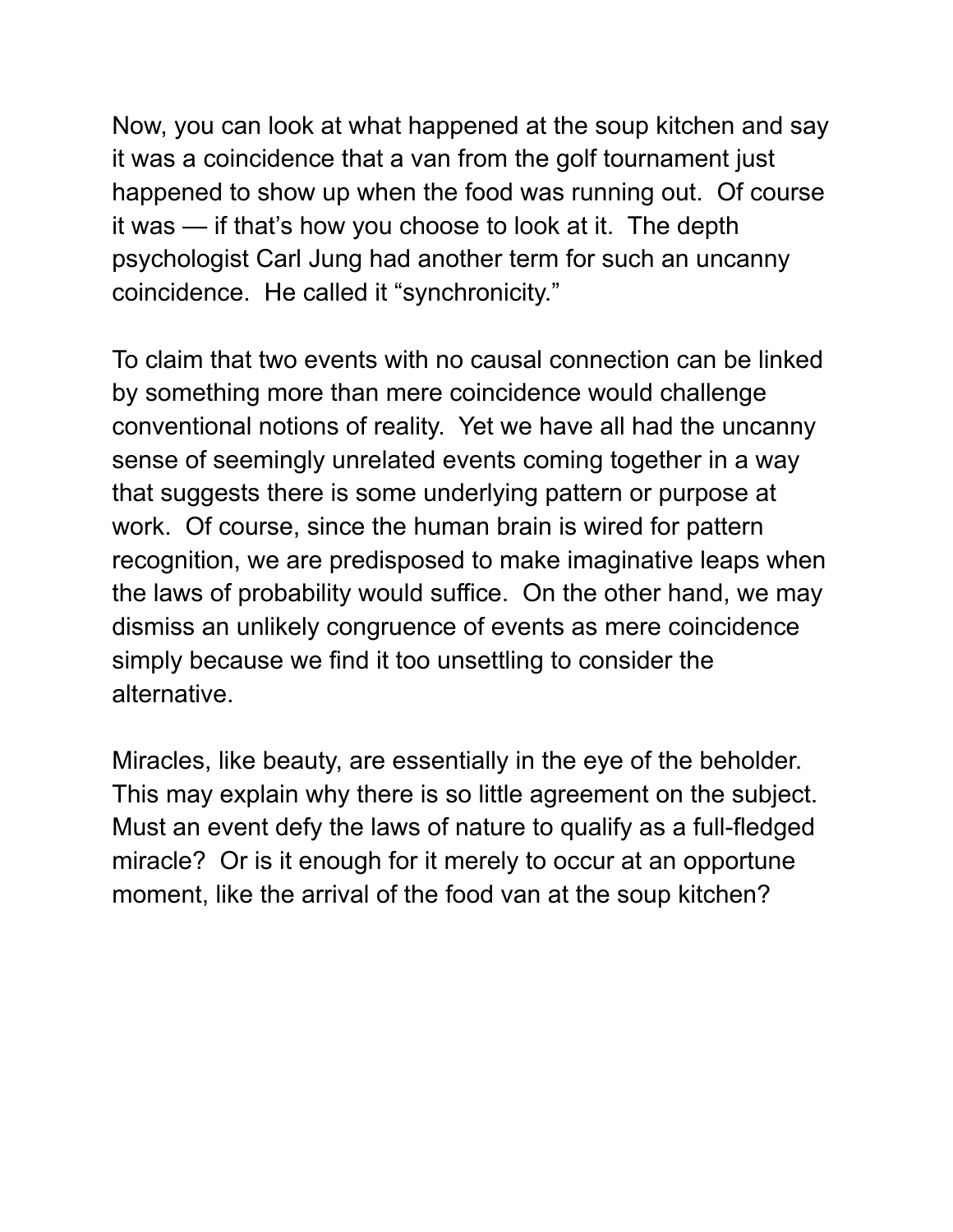Now, you can look at what happened at the soup kitchen and say it was a coincidence that a van from the golf tournament just happened to show up when the food was running out. Of course it was — if that's how you choose to look at it. The depth psychologist Carl Jung had another term for such an uncanny coincidence. He called it "synchronicity."

To claim that two events with no causal connection can be linked by something more than mere coincidence would challenge conventional notions of reality. Yet we have all had the uncanny sense of seemingly unrelated events coming together in a way that suggests there is some underlying pattern or purpose at work. Of course, since the human brain is wired for pattern recognition, we are predisposed to make imaginative leaps when the laws of probability would suffice. On the other hand, we may dismiss an unlikely congruence of events as mere coincidence simply because we find it too unsettling to consider the alternative.

Miracles, like beauty, are essentially in the eye of the beholder. This may explain why there is so little agreement on the subject. Must an event defy the laws of nature to qualify as a full-fledged miracle? Or is it enough for it merely to occur at an opportune moment, like the arrival of the food van at the soup kitchen?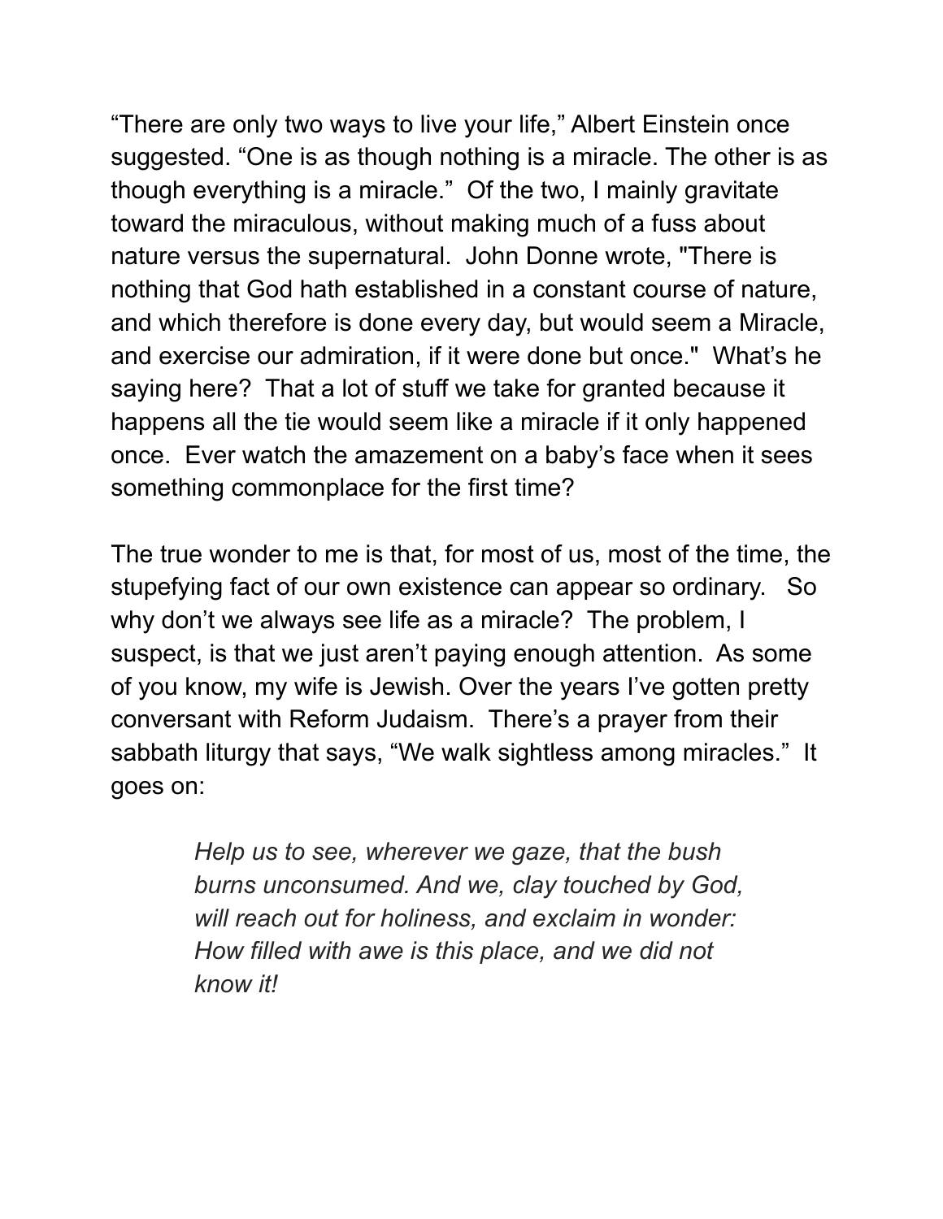“There are only two ways to live your life,” Albert Einstein once suggested. “One is as though nothing is a miracle. The other is as though everything is a miracle.” Of the two, I mainly gravitate toward the miraculous, without making much of a fuss about nature versus the supernatural. John Donne wrote, "There is nothing that God hath established in a constant course of nature, and which therefore is done every day, but would seem a Miracle, and exercise our admiration, if it were done but once." What’s he saying here? That a lot of stuff we take for granted because it happens all the tie would seem like a miracle if it only happened once. Ever watch the amazement on a baby’s face when it sees something commonplace for the first time?

The true wonder to me is that, for most of us, most of the time, the stupefying fact of our own existence can appear so ordinary. So why don’t we always see life as a miracle? The problem, I suspect, is that we just aren’t paying enough attention. As some of you know, my wife is Jewish. Over the years I’ve gotten pretty conversant with Reform Judaism. There’s a prayer from their sabbath liturgy that says, “We walk sightless among miracles.” It goes on:

> *Help us to see, wherever we gaze, that the bush burns unconsumed. And we, clay touched by God, will reach out for holiness, and exclaim in wonder: How filled with awe is this place, and we did not know it!*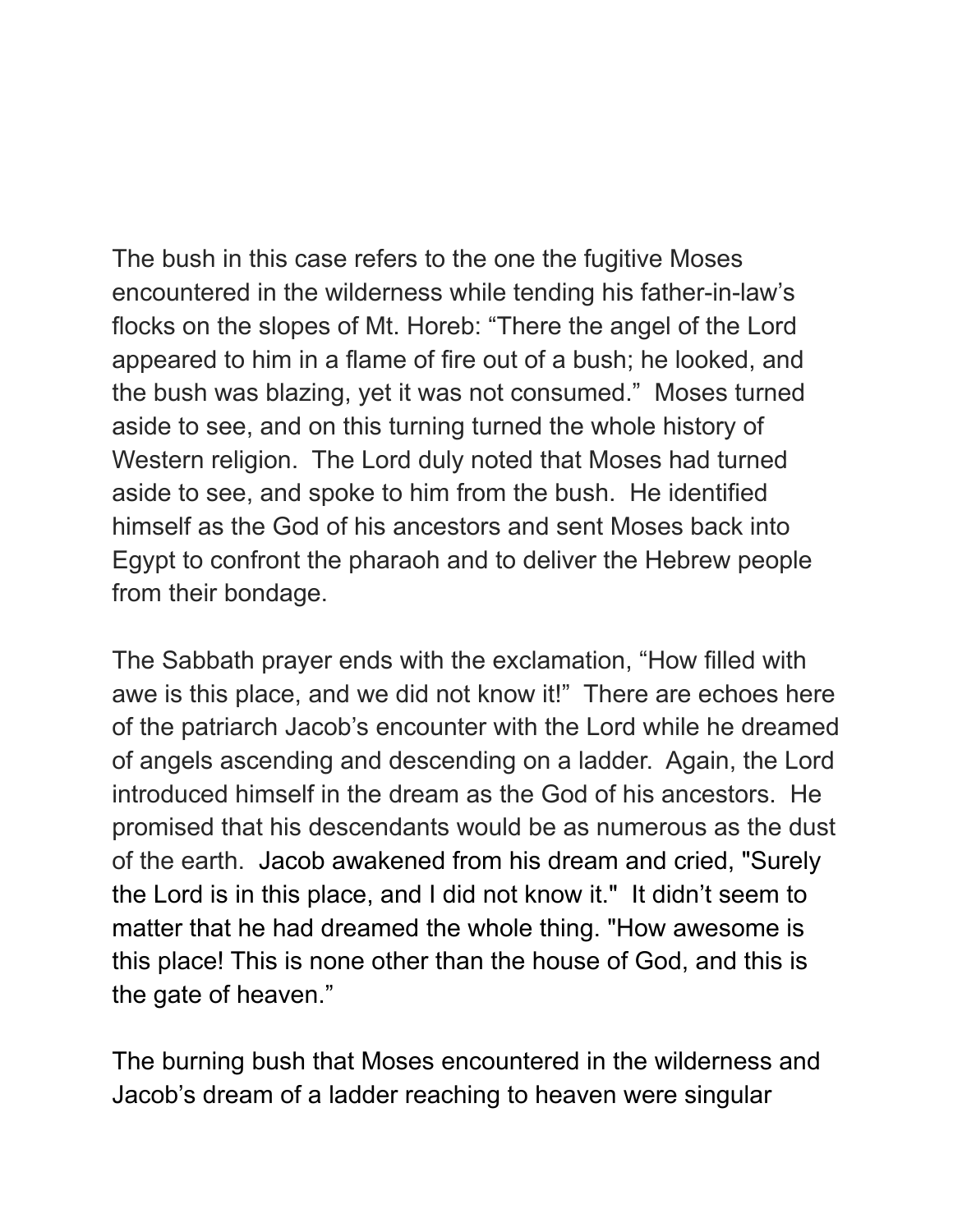The bush in this case refers to the one the fugitive Moses encountered in the wilderness while tending his father-in-law's flocks on the slopes of Mt. Horeb: "There the angel of the Lord appeared to him in a flame of fire out of a bush; he looked, and the bush was blazing, yet it was not consumed." Moses turned aside to see, and on this turning turned the whole history of Western religion. The Lord duly noted that Moses had turned aside to see, and spoke to him from the bush. He identified himself as the God of his ancestors and sent Moses back into Egypt to confront the pharaoh and to deliver the Hebrew people from their bondage.

The Sabbath prayer ends with the exclamation, "How filled with awe is this place, and we did not know it!" There are echoes here of the patriarch Jacob's encounter with the Lord while he dreamed of angels ascending and descending on a ladder. Again, the Lord introduced himself in the dream as the God of his ancestors. He promised that his descendants would be as numerous as the dust of the earth. Jacob awakened from his dream and cried, "Surely the Lord is in this place, and I did not know it." It didn't seem to matter that he had dreamed the whole thing. "How awesome is this place! This is none other than the house of God, and this is the gate of heaven."

The burning bush that Moses encountered in the wilderness and Jacob's dream of a ladder reaching to heaven were singular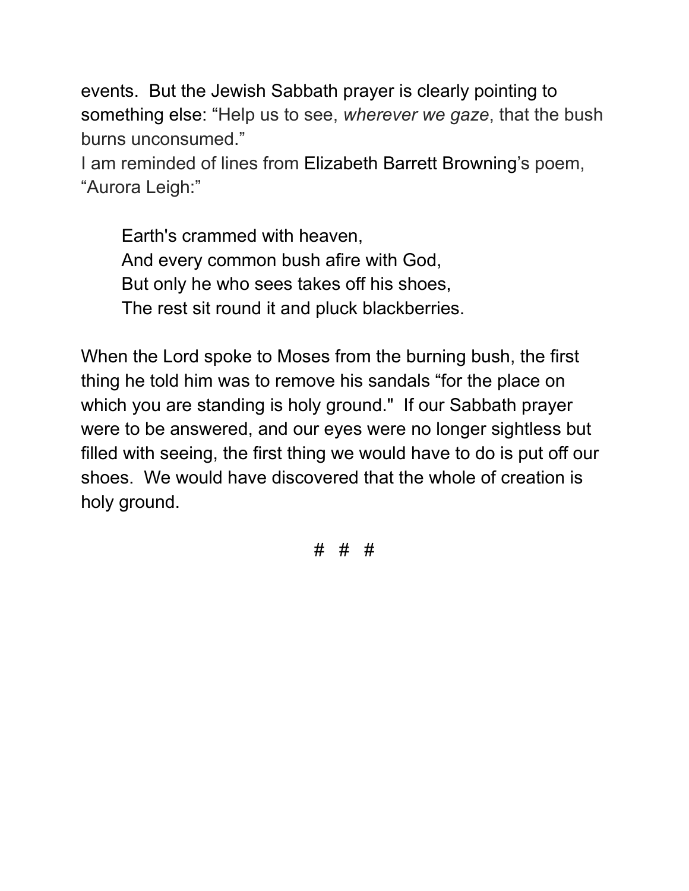events.  But the Jewish Sabbath prayer is clearly pointing to something else: “Help us to see, *wherever we gaze*, that the bush burns unconsumed.”

I am reminded of lines from Elizabeth Barrett Browning’s poem, “Aurora Leigh:”

> Earth's crammed with heaven,
> And every common bush afire with God,
> But only he who sees takes off his shoes,
> The rest sit round it and pluck blackberries.

When the Lord spoke to Moses from the burning bush, the first thing he told him was to remove his sandals “for the place on which you are standing is holy ground."  If our Sabbath prayer were to be answered, and our eyes were no longer sightless but filled with seeing, the first thing we would have to do is put off our shoes.  We would have discovered that the whole of creation is holy ground.

# # #